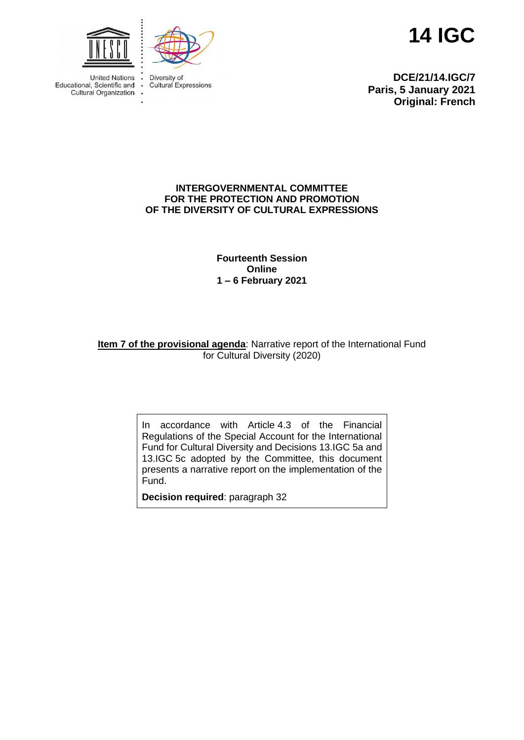United Nations Educational, Scientific and Cultural Organization

Diversity of Cultural Expressions

# 14 IGC

**DCE/21/14.IGC/7**
**Paris, 5 January 2021**
**Original: French**

**INTERGOVERNMENTAL COMMITTEE FOR THE PROTECTION AND PROMOTION OF THE DIVERSITY OF CULTURAL EXPRESSIONS**

**Fourteenth Session**
**Online**
**1 – 6 February 2021**

**Item 7 of the provisional agenda**: Narrative report of the International Fund for Cultural Diversity (2020)

In accordance with Article 4.3 of the Financial Regulations of the Special Account for the International Fund for Cultural Diversity and Decisions 13.IGC 5a and 13.IGC 5c adopted by the Committee, this document presents a narrative report on the implementation of the Fund.

**Decision required**: paragraph 32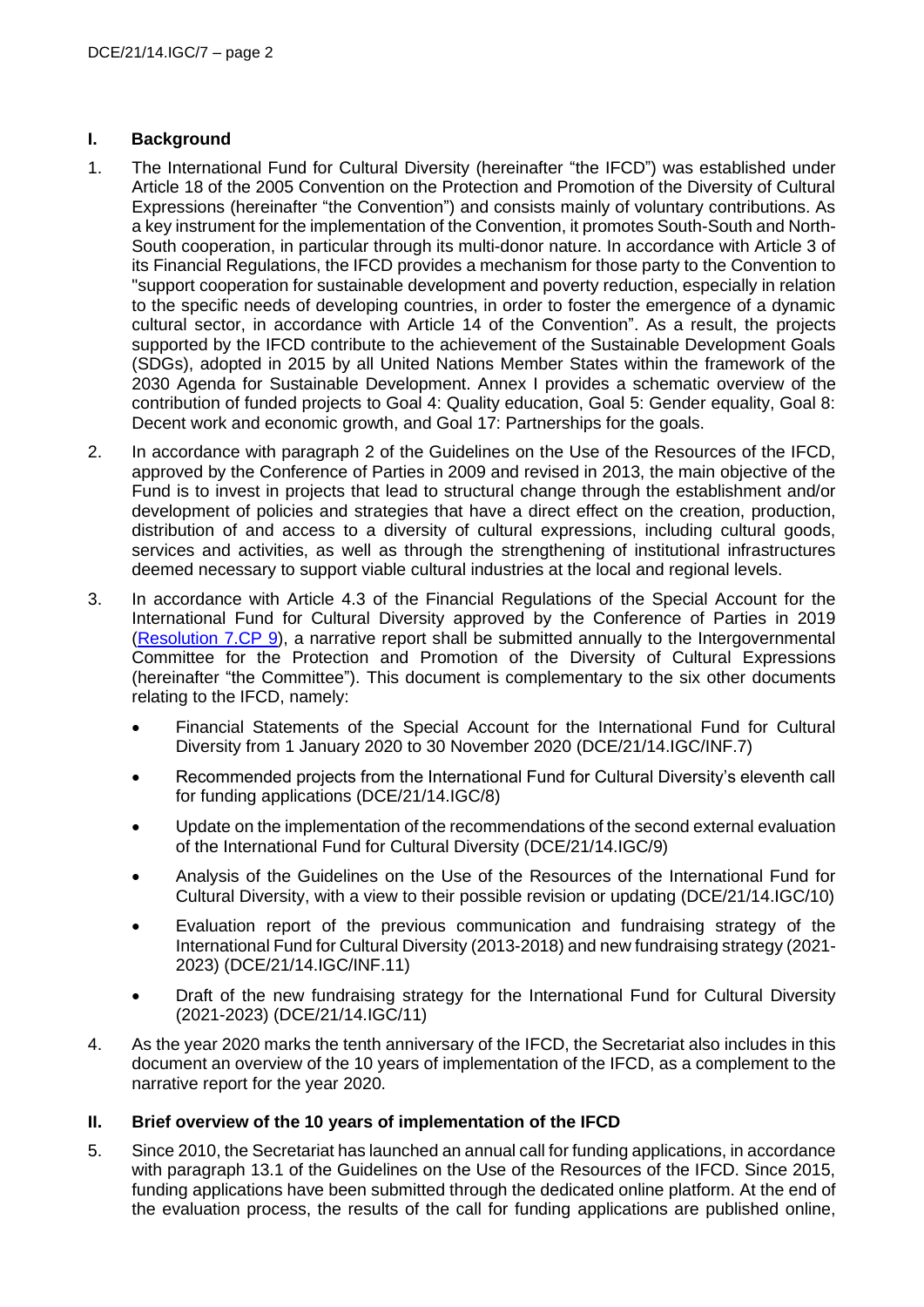## I. Background

1. The International Fund for Cultural Diversity (hereinafter "the IFCD") was established under Article 18 of the 2005 Convention on the Protection and Promotion of the Diversity of Cultural Expressions (hereinafter "the Convention") and consists mainly of voluntary contributions. As a key instrument for the implementation of the Convention, it promotes South-South and North-South cooperation, in particular through its multi-donor nature. In accordance with Article 3 of its Financial Regulations, the IFCD provides a mechanism for those party to the Convention to "support cooperation for sustainable development and poverty reduction, especially in relation to the specific needs of developing countries, in order to foster the emergence of a dynamic cultural sector, in accordance with Article 14 of the Convention". As a result, the projects supported by the IFCD contribute to the achievement of the Sustainable Development Goals (SDGs), adopted in 2015 by all United Nations Member States within the framework of the 2030 Agenda for Sustainable Development. Annex I provides a schematic overview of the contribution of funded projects to Goal 4: Quality education, Goal 5: Gender equality, Goal 8: Decent work and economic growth, and Goal 17: Partnerships for the goals.

2. In accordance with paragraph 2 of the Guidelines on the Use of the Resources of the IFCD, approved by the Conference of Parties in 2009 and revised in 2013, the main objective of the Fund is to invest in projects that lead to structural change through the establishment and/or development of policies and strategies that have a direct effect on the creation, production, distribution of and access to a diversity of cultural expressions, including cultural goods, services and activities, as well as through the strengthening of institutional infrastructures deemed necessary to support viable cultural industries at the local and regional levels.

3. In accordance with Article 4.3 of the Financial Regulations of the Special Account for the International Fund for Cultural Diversity approved by the Conference of Parties in 2019 (Resolution 7.CP 9), a narrative report shall be submitted annually to the Intergovernmental Committee for the Protection and Promotion of the Diversity of Cultural Expressions (hereinafter "the Committee"). This document is complementary to the six other documents relating to the IFCD, namely:

   - Financial Statements of the Special Account for the International Fund for Cultural Diversity from 1 January 2020 to 30 November 2020 (DCE/21/14.IGC/INF.7)
   - Recommended projects from the International Fund for Cultural Diversity's eleventh call for funding applications (DCE/21/14.IGC/8)
   - Update on the implementation of the recommendations of the second external evaluation of the International Fund for Cultural Diversity (DCE/21/14.IGC/9)
   - Analysis of the Guidelines on the Use of the Resources of the International Fund for Cultural Diversity, with a view to their possible revision or updating (DCE/21/14.IGC/10)
   - Evaluation report of the previous communication and fundraising strategy of the International Fund for Cultural Diversity (2013-2018) and new fundraising strategy (2021-2023) (DCE/21/14.IGC/INF.11)
   - Draft of the new fundraising strategy for the International Fund for Cultural Diversity (2021-2023) (DCE/21/14.IGC/11)

4. As the year 2020 marks the tenth anniversary of the IFCD, the Secretariat also includes in this document an overview of the 10 years of implementation of the IFCD, as a complement to the narrative report for the year 2020.

## II. Brief overview of the 10 years of implementation of the IFCD

5. Since 2010, the Secretariat has launched an annual call for funding applications, in accordance with paragraph 13.1 of the Guidelines on the Use of the Resources of the IFCD. Since 2015, funding applications have been submitted through the dedicated online platform. At the end of the evaluation process, the results of the call for funding applications are published online,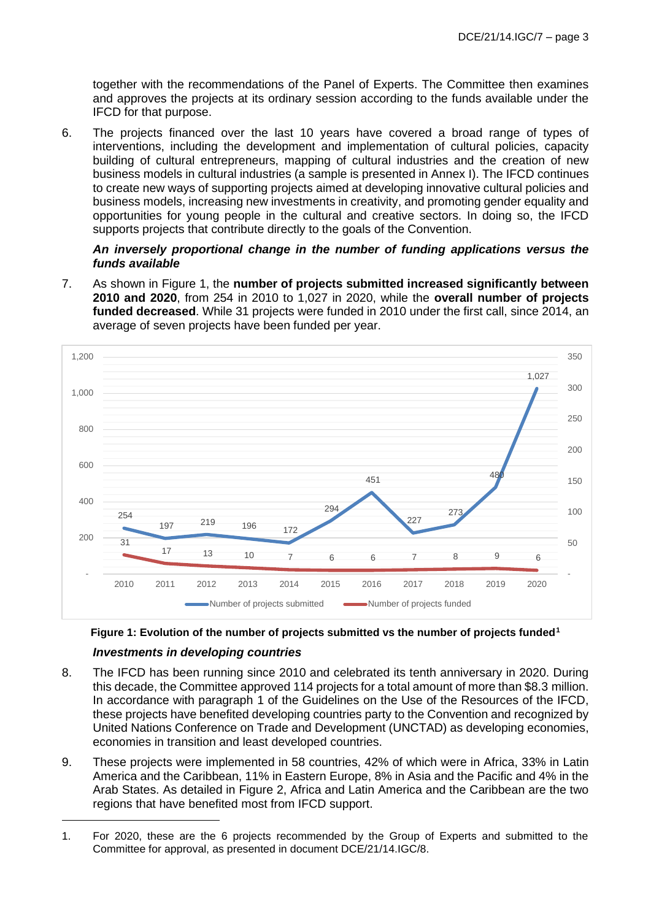together with the recommendations of the Panel of Experts. The Committee then examines and approves the projects at its ordinary session according to the funds available under the IFCD for that purpose.

6. The projects financed over the last 10 years have covered a broad range of types of interventions, including the development and implementation of cultural policies, capacity building of cultural entrepreneurs, mapping of cultural industries and the creation of new business models in cultural industries (a sample is presented in Annex I). The IFCD continues to create new ways of supporting projects aimed at developing innovative cultural policies and business models, increasing new investments in creativity, and promoting gender equality and opportunities for young people in the cultural and creative sectors. In doing so, the IFCD supports projects that contribute directly to the goals of the Convention.

***An inversely proportional change in the number of funding applications versus the funds available***

7. As shown in Figure 1, the **number of projects submitted increased significantly between 2010 and 2020**, from 254 in 2010 to 1,027 in 2020, while the **overall number of projects funded decreased**. While 31 projects were funded in 2010 under the first call, since 2014, an average of seven projects have been funded per year.

| Year | Number of projects submitted | Number of projects funded |
|---|---|---|
| 2010 | 254 | 31 |
| 2011 | 197 | 17 |
| 2012 | 219 | 13 |
| 2013 | 196 | 10 |
| 2014 | 172 | 7 |
| 2015 | 294 | 6 |
| 2016 | 451 | 6 |
| 2017 | 227 | 7 |
| 2018 | 273 | 8 |
| 2019 | 480 | 9 |
| 2020 | 1,027 | 6 |

**Figure 1: Evolution of the number of projects submitted vs the number of projects funded**[1]

***Investments in developing countries***

8. The IFCD has been running since 2010 and celebrated its tenth anniversary in 2020. During this decade, the Committee approved 114 projects for a total amount of more than $8.3 million. In accordance with paragraph 1 of the Guidelines on the Use of the Resources of the IFCD, these projects have benefited developing countries party to the Convention and recognized by United Nations Conference on Trade and Development (UNCTAD) as developing economies, economies in transition and least developed countries.

9. These projects were implemented in 58 countries, 42% of which were in Africa, 33% in Latin America and the Caribbean, 11% in Eastern Europe, 8% in Asia and the Pacific and 4% in the Arab States. As detailed in Figure 2, Africa and Latin America and the Caribbean are the two regions that have benefited most from IFCD support.

---

1. For 2020, these are the 6 projects recommended by the Group of Experts and submitted to the Committee for approval, as presented in document DCE/21/14.IGC/8.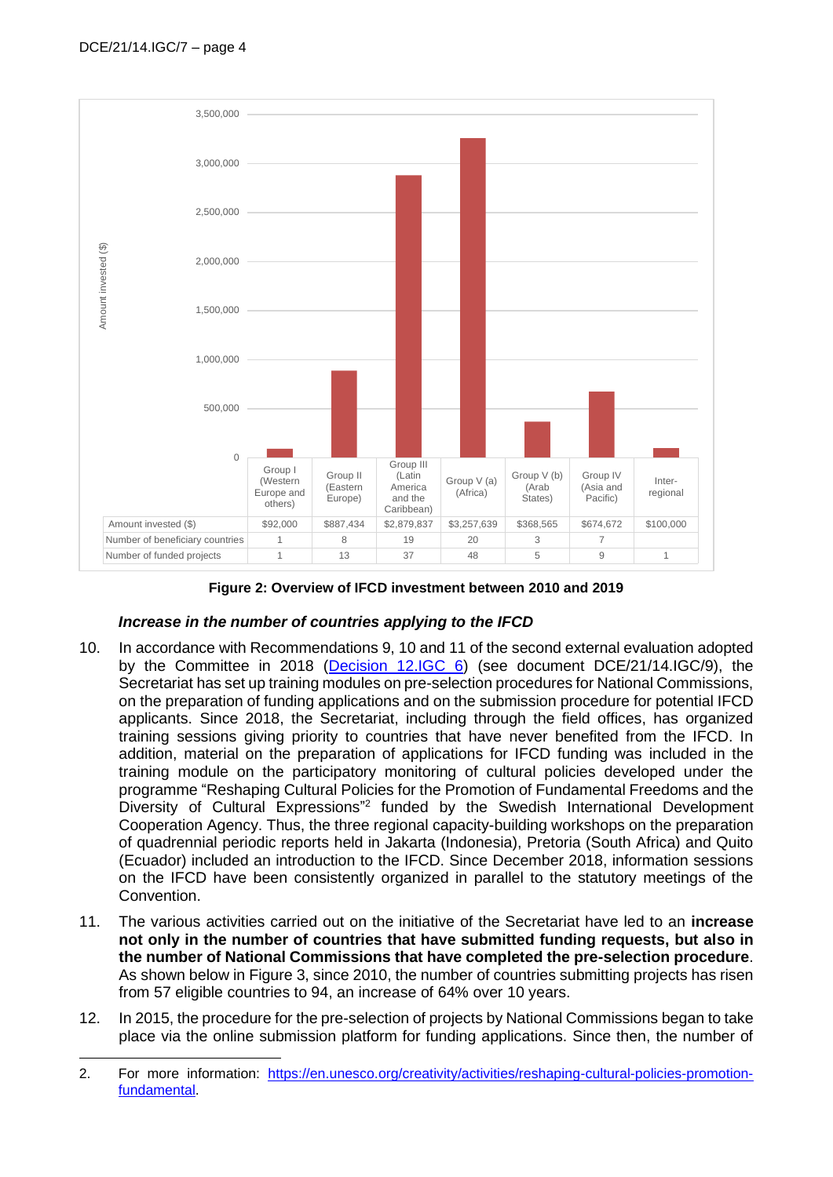| | Group I (Western Europe and others) | Group II (Eastern Europe) | Group III (Latin America and the Caribbean) | Group V (a) (Africa) | Group V (b) (Arab States) | Group IV (Asia and Pacific) | Inter-regional |
|---|---|---|---|---|---|---|---|
| Amount invested ($) | $92,000 | $887,434 | $2,879,837 | $3,257,639 | $368,565 | $674,672 | $100,000 |
| Number of beneficiary countries | 1 | 8 | 19 | 20 | 3 | 7 | |
| Number of funded projects | 1 | 13 | 37 | 48 | 5 | 9 | 1 |

**Figure 2: Overview of IFCD investment between 2010 and 2019**

***Increase in the number of countries applying to the IFCD***

10. In accordance with Recommendations 9, 10 and 11 of the second external evaluation adopted by the Committee in 2018 (Decision 12.IGC 6) (see document DCE/21/14.IGC/9), the Secretariat has set up training modules on pre-selection procedures for National Commissions, on the preparation of funding applications and on the submission procedure for potential IFCD applicants. Since 2018, the Secretariat, including through the field offices, has organized training sessions giving priority to countries that have never benefited from the IFCD. In addition, material on the preparation of applications for IFCD funding was included in the training module on the participatory monitoring of cultural policies developed under the programme "Reshaping Cultural Policies for the Promotion of Fundamental Freedoms and the Diversity of Cultural Expressions"[2] funded by the Swedish International Development Cooperation Agency. Thus, the three regional capacity-building workshops on the preparation of quadrennial periodic reports held in Jakarta (Indonesia), Pretoria (South Africa) and Quito (Ecuador) included an introduction to the IFCD. Since December 2018, information sessions on the IFCD have been consistently organized in parallel to the statutory meetings of the Convention.

11. The various activities carried out on the initiative of the Secretariat have led to an **increase not only in the number of countries that have submitted funding requests, but also in the number of National Commissions that have completed the pre-selection procedure**. As shown below in Figure 3, since 2010, the number of countries submitting projects has risen from 57 eligible countries to 94, an increase of 64% over 10 years.

12. In 2015, the procedure for the pre-selection of projects by National Commissions began to take place via the online submission platform for funding applications. Since then, the number of

2. For more information: https://en.unesco.org/creativity/activities/reshaping-cultural-policies-promotion-fundamental.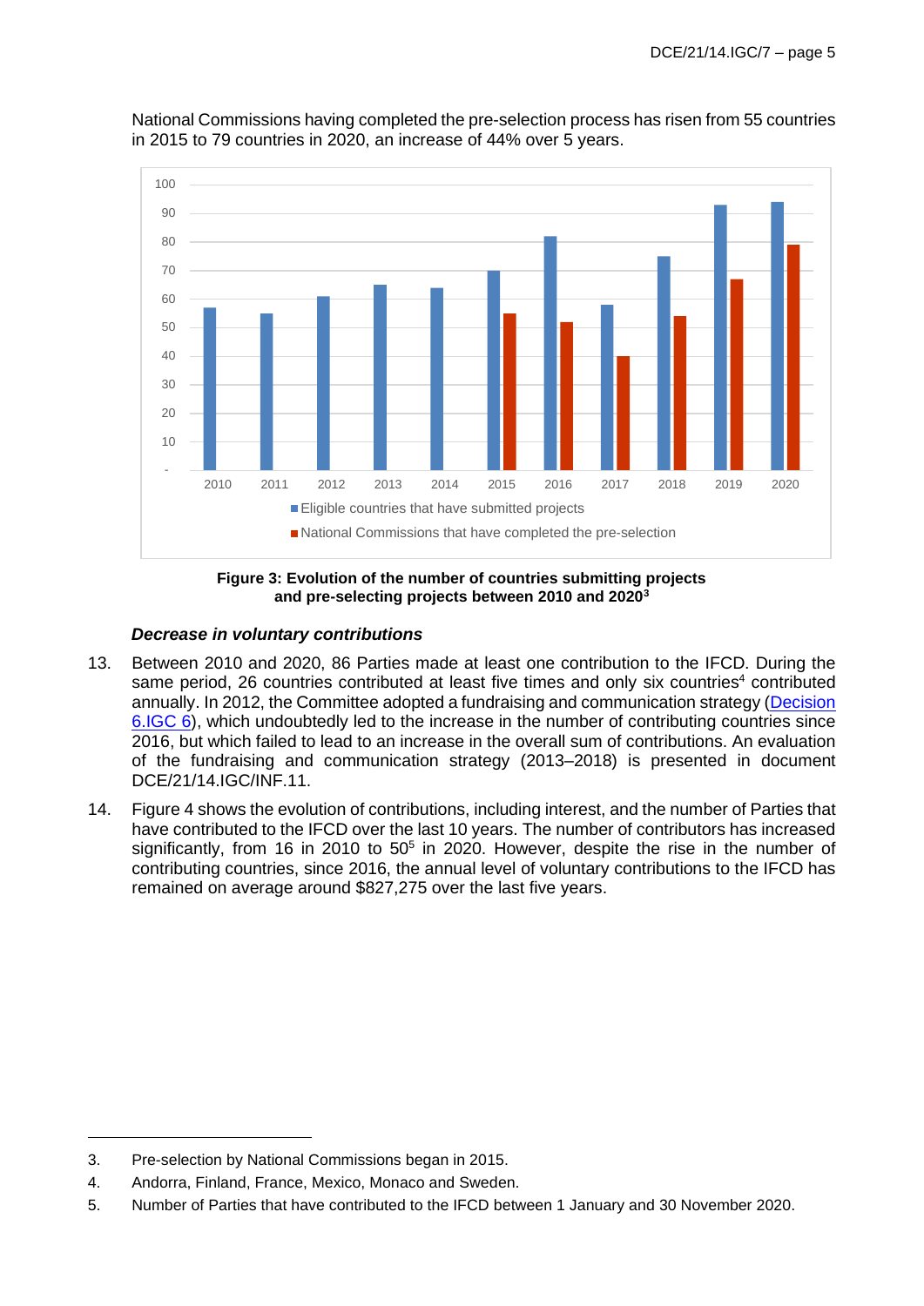National Commissions having completed the pre-selection process has risen from 55 countries in 2015 to 79 countries in 2020, an increase of 44% over 5 years.

**Figure 3: Evolution of the number of countries submitting projects and pre-selecting projects between 2010 and 2020[3]**

### *Decrease in voluntary contributions*

13. Between 2010 and 2020, 86 Parties made at least one contribution to the IFCD. During the same period, 26 countries contributed at least five times and only six countries[4] contributed annually. In 2012, the Committee adopted a fundraising and communication strategy (Decision 6.IGC 6), which undoubtedly led to the increase in the number of contributing countries since 2016, but which failed to lead to an increase in the overall sum of contributions. An evaluation of the fundraising and communication strategy (2013–2018) is presented in document DCE/21/14.IGC/INF.11.

14. Figure 4 shows the evolution of contributions, including interest, and the number of Parties that have contributed to the IFCD over the last 10 years. The number of contributors has increased significantly, from 16 in 2010 to 50[5] in 2020. However, despite the rise in the number of contributing countries, since 2016, the annual level of voluntary contributions to the IFCD has remained on average around $827,275 over the last five years.

---

3. Pre-selection by National Commissions began in 2015.
4. Andorra, Finland, France, Mexico, Monaco and Sweden.
5. Number of Parties that have contributed to the IFCD between 1 January and 30 November 2020.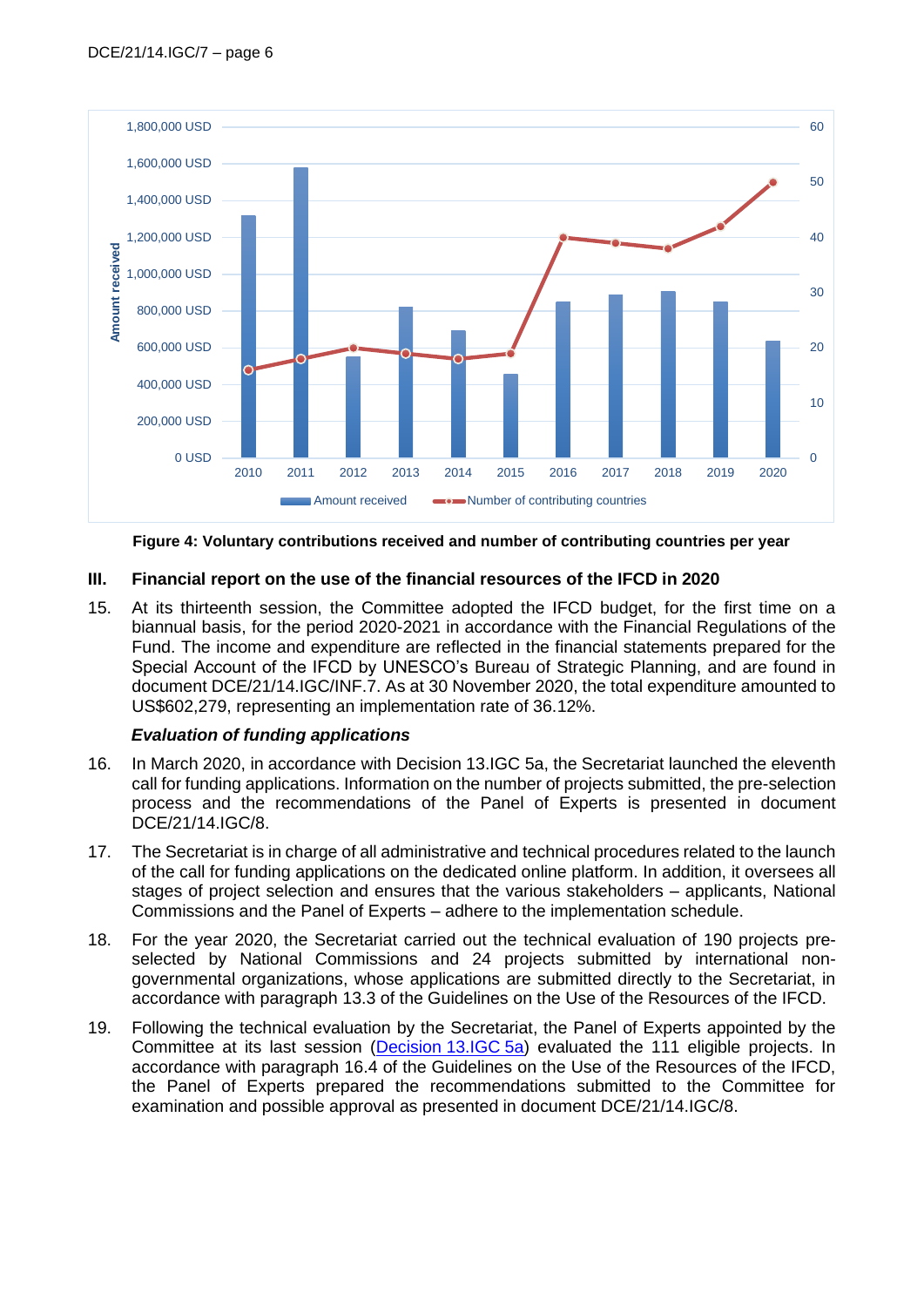**Figure 4: Voluntary contributions received and number of contributing countries per year**

## III. Financial report on the use of the financial resources of the IFCD in 2020

15. At its thirteenth session, the Committee adopted the IFCD budget, for the first time on a biannual basis, for the period 2020-2021 in accordance with the Financial Regulations of the Fund. The income and expenditure are reflected in the financial statements prepared for the Special Account of the IFCD by UNESCO's Bureau of Strategic Planning, and are found in document DCE/21/14.IGC/INF.7. As at 30 November 2020, the total expenditure amounted to US$602,279, representing an implementation rate of 36.12%.

### *Evaluation of funding applications*

16. In March 2020, in accordance with Decision 13.IGC 5a, the Secretariat launched the eleventh call for funding applications. Information on the number of projects submitted, the pre-selection process and the recommendations of the Panel of Experts is presented in document DCE/21/14.IGC/8.

17. The Secretariat is in charge of all administrative and technical procedures related to the launch of the call for funding applications on the dedicated online platform. In addition, it oversees all stages of project selection and ensures that the various stakeholders – applicants, National Commissions and the Panel of Experts – adhere to the implementation schedule.

18. For the year 2020, the Secretariat carried out the technical evaluation of 190 projects pre-selected by National Commissions and 24 projects submitted by international non-governmental organizations, whose applications are submitted directly to the Secretariat, in accordance with paragraph 13.3 of the Guidelines on the Use of the Resources of the IFCD.

19. Following the technical evaluation by the Secretariat, the Panel of Experts appointed by the Committee at its last session (Decision 13.IGC 5a) evaluated the 111 eligible projects. In accordance with paragraph 16.4 of the Guidelines on the Use of the Resources of the IFCD, the Panel of Experts prepared the recommendations submitted to the Committee for examination and possible approval as presented in document DCE/21/14.IGC/8.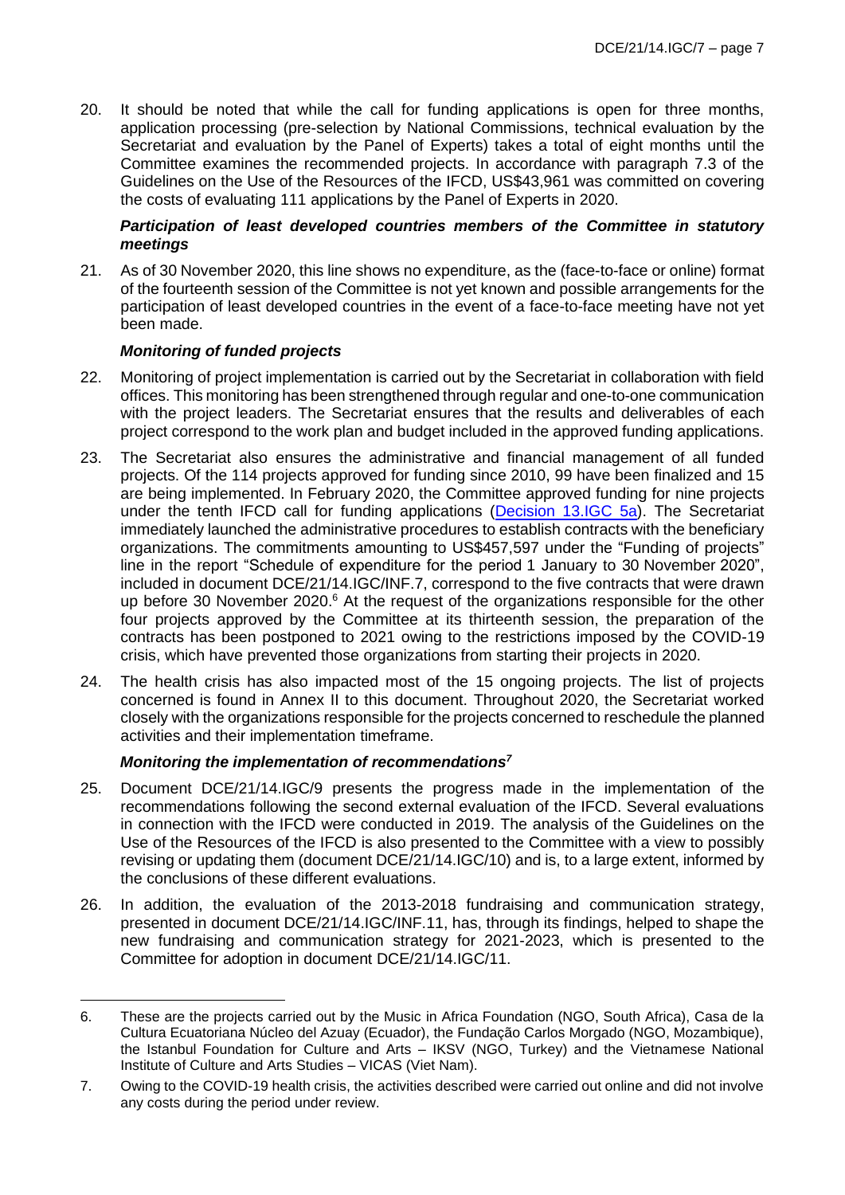20. It should be noted that while the call for funding applications is open for three months, application processing (pre-selection by National Commissions, technical evaluation by the Secretariat and evaluation by the Panel of Experts) takes a total of eight months until the Committee examines the recommended projects. In accordance with paragraph 7.3 of the Guidelines on the Use of the Resources of the IFCD, US$43,961 was committed on covering the costs of evaluating 111 applications by the Panel of Experts in 2020.

***Participation of least developed countries members of the Committee in statutory meetings***

21. As of 30 November 2020, this line shows no expenditure, as the (face-to-face or online) format of the fourteenth session of the Committee is not yet known and possible arrangements for the participation of least developed countries in the event of a face-to-face meeting have not yet been made.

***Monitoring of funded projects***

22. Monitoring of project implementation is carried out by the Secretariat in collaboration with field offices. This monitoring has been strengthened through regular and one-to-one communication with the project leaders. The Secretariat ensures that the results and deliverables of each project correspond to the work plan and budget included in the approved funding applications.

23. The Secretariat also ensures the administrative and financial management of all funded projects. Of the 114 projects approved for funding since 2010, 99 have been finalized and 15 are being implemented. In February 2020, the Committee approved funding for nine projects under the tenth IFCD call for funding applications (Decision 13.IGC 5a). The Secretariat immediately launched the administrative procedures to establish contracts with the beneficiary organizations. The commitments amounting to US$457,597 under the "Funding of projects" line in the report "Schedule of expenditure for the period 1 January to 30 November 2020", included in document DCE/21/14.IGC/INF.7, correspond to the five contracts that were drawn up before 30 November 2020.[6] At the request of the organizations responsible for the other four projects approved by the Committee at its thirteenth session, the preparation of the contracts has been postponed to 2021 owing to the restrictions imposed by the COVID-19 crisis, which have prevented those organizations from starting their projects in 2020.

24. The health crisis has also impacted most of the 15 ongoing projects. The list of projects concerned is found in Annex II to this document. Throughout 2020, the Secretariat worked closely with the organizations responsible for the projects concerned to reschedule the planned activities and their implementation timeframe.

***Monitoring the implementation of recommendations[7]***

25. Document DCE/21/14.IGC/9 presents the progress made in the implementation of the recommendations following the second external evaluation of the IFCD. Several evaluations in connection with the IFCD were conducted in 2019. The analysis of the Guidelines on the Use of the Resources of the IFCD is also presented to the Committee with a view to possibly revising or updating them (document DCE/21/14.IGC/10) and is, to a large extent, informed by the conclusions of these different evaluations.

26. In addition, the evaluation of the 2013-2018 fundraising and communication strategy, presented in document DCE/21/14.IGC/INF.11, has, through its findings, helped to shape the new fundraising and communication strategy for 2021-2023, which is presented to the Committee for adoption in document DCE/21/14.IGC/11.

---

6. These are the projects carried out by the Music in Africa Foundation (NGO, South Africa), Casa de la Cultura Ecuatoriana Núcleo del Azuay (Ecuador), the Fundação Carlos Morgado (NGO, Mozambique), the Istanbul Foundation for Culture and Arts – IKSV (NGO, Turkey) and the Vietnamese National Institute of Culture and Arts Studies – VICAS (Viet Nam).

7. Owing to the COVID-19 health crisis, the activities described were carried out online and did not involve any costs during the period under review.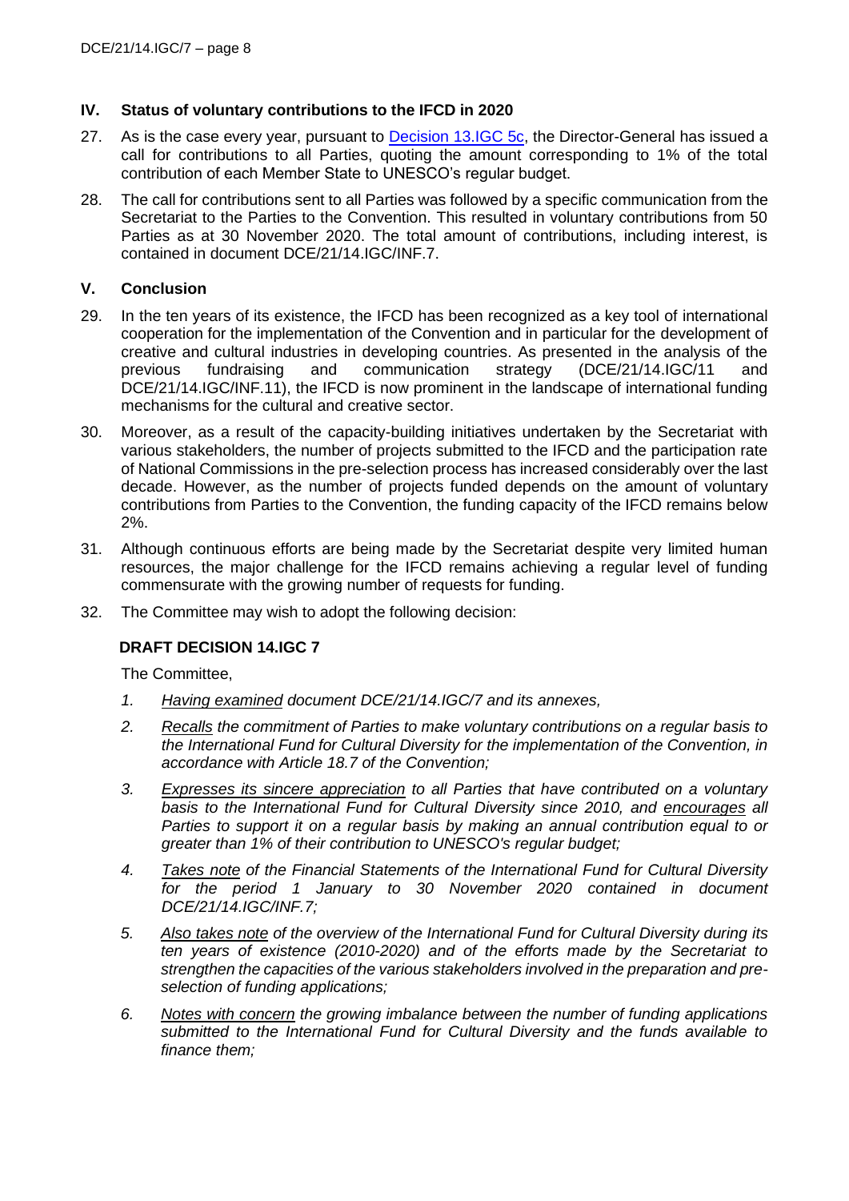## IV. Status of voluntary contributions to the IFCD in 2020

27. As is the case every year, pursuant to [Decision 13.IGC 5c](#), the Director-General has issued a call for contributions to all Parties, quoting the amount corresponding to 1% of the total contribution of each Member State to UNESCO's regular budget.

28. The call for contributions sent to all Parties was followed by a specific communication from the Secretariat to the Parties to the Convention. This resulted in voluntary contributions from 50 Parties as at 30 November 2020. The total amount of contributions, including interest, is contained in document DCE/21/14.IGC/INF.7.

## V. Conclusion

29. In the ten years of its existence, the IFCD has been recognized as a key tool of international cooperation for the implementation of the Convention and in particular for the development of creative and cultural industries in developing countries. As presented in the analysis of the previous fundraising and communication strategy (DCE/21/14.IGC/11 and DCE/21/14.IGC/INF.11), the IFCD is now prominent in the landscape of international funding mechanisms for the cultural and creative sector.

30. Moreover, as a result of the capacity-building initiatives undertaken by the Secretariat with various stakeholders, the number of projects submitted to the IFCD and the participation rate of National Commissions in the pre-selection process has increased considerably over the last decade. However, as the number of projects funded depends on the amount of voluntary contributions from Parties to the Convention, the funding capacity of the IFCD remains below 2%.

31. Although continuous efforts are being made by the Secretariat despite very limited human resources, the major challenge for the IFCD remains achieving a regular level of funding commensurate with the growing number of requests for funding.

32. The Committee may wish to adopt the following decision:

### DRAFT DECISION 14.IGC 7

The Committee,

1. *Having examined document DCE/21/14.IGC/7 and its annexes,*
2. *Recalls the commitment of Parties to make voluntary contributions on a regular basis to the International Fund for Cultural Diversity for the implementation of the Convention, in accordance with Article 18.7 of the Convention;*
3. *Expresses its sincere appreciation to all Parties that have contributed on a voluntary basis to the International Fund for Cultural Diversity since 2010, and encourages all Parties to support it on a regular basis by making an annual contribution equal to or greater than 1% of their contribution to UNESCO's regular budget;*
4. *Takes note of the Financial Statements of the International Fund for Cultural Diversity for the period 1 January to 30 November 2020 contained in document DCE/21/14.IGC/INF.7;*
5. *Also takes note of the overview of the International Fund for Cultural Diversity during its ten years of existence (2010-2020) and of the efforts made by the Secretariat to strengthen the capacities of the various stakeholders involved in the preparation and pre-selection of funding applications;*
6. *Notes with concern the growing imbalance between the number of funding applications submitted to the International Fund for Cultural Diversity and the funds available to finance them;*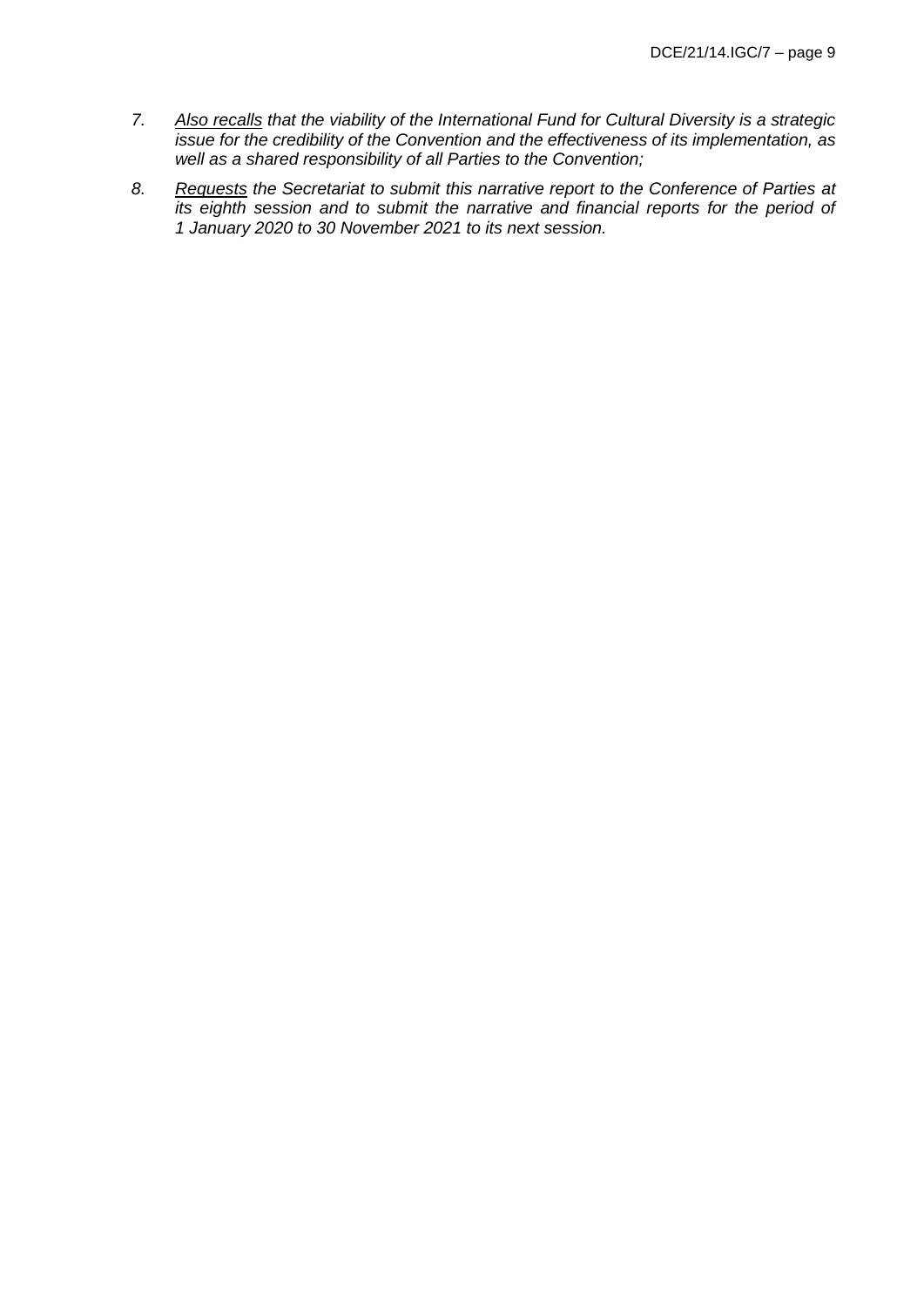7. *Also recalls that the viability of the International Fund for Cultural Diversity is a strategic issue for the credibility of the Convention and the effectiveness of its implementation, as well as a shared responsibility of all Parties to the Convention;*

8. *Requests the Secretariat to submit this narrative report to the Conference of Parties at its eighth session and to submit the narrative and financial reports for the period of 1 January 2020 to 30 November 2021 to its next session.*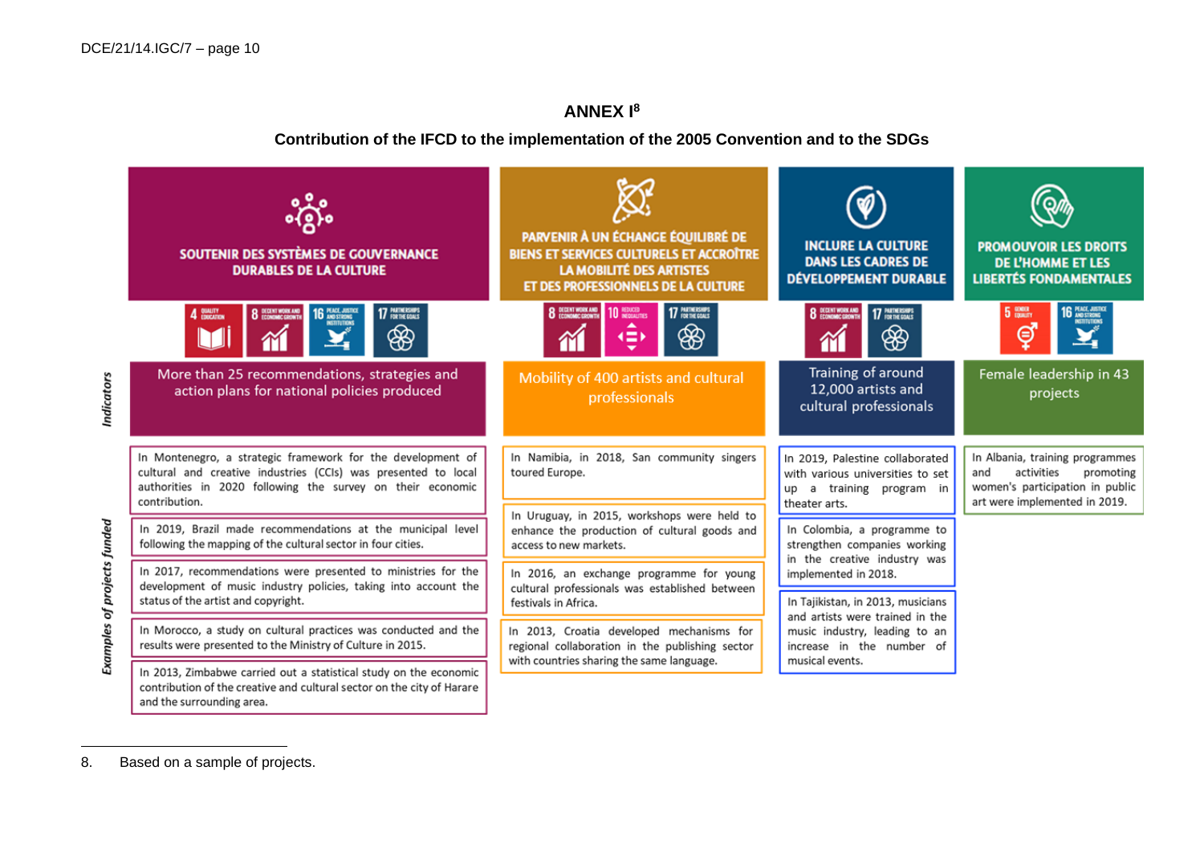## ANNEX I[8]

### Contribution of the IFCD to the implementation of the 2005 Convention and to the SDGs

| | SOUTENIR DES SYSTÈMES DE GOUVERNANCE DURABLES DE LA CULTURE | PARVENIR À UN ÉCHANGE ÉQUILIBRÉ DE BIENS ET SERVICES CULTURELS ET ACCROÎTRE LA MOBILITÉ DES ARTISTES ET DES PROFESSIONNELS DE LA CULTURE | INCLURE LA CULTURE DANS LES CADRES DE DÉVELOPPEMENT DURABLE | PROMOUVOIR LES DROITS DE L'HOMME ET LES LIBERTÉS FONDAMENTALES |
|---|---|---|---|---|
| SDGs | 4 Quality Education; 8 Decent Work and Economic Growth; 16 Peace, Justice and Strong Institutions; 17 Partnerships for the Goals | 8 Decent Work and Economic Growth; 10 Reduced Inequalities; 17 Partnerships for the Goals | 8 Decent Work and Economic Growth; 17 Partnerships for the Goals | 5 Gender Equality; 16 Peace, Justice and Strong Institutions |
| *Indicators* | More than 25 recommendations, strategies and action plans for national policies produced | Mobility of 400 artists and cultural professionals | Training of around 12,000 artists and cultural professionals | Female leadership in 43 projects |
| *Examples of projects funded* | In Montenegro, a strategic framework for the development of cultural and creative industries (CCIs) was presented to local authorities in 2020 following the survey on their economic contribution. | In Namibia, in 2018, San community singers toured Europe. | In 2019, Palestine collaborated with various universities to set up a training program in theater arts. | In Albania, training programmes and activities promoting women's participation in public art were implemented in 2019. |
| | In 2019, Brazil made recommendations at the municipal level following the mapping of the cultural sector in four cities. | In Uruguay, in 2015, workshops were held to enhance the production of cultural goods and access to new markets. | In Colombia, a programme to strengthen companies working in the creative industry was implemented in 2018. | |
| | In 2017, recommendations were presented to ministries for the development of music industry policies, taking into account the status of the artist and copyright. | In 2016, an exchange programme for young cultural professionals was established between festivals in Africa. | In Tajikistan, in 2013, musicians and artists were trained in the music industry, leading to an increase in the number of musical events. | |
| | In Morocco, a study on cultural practices was conducted and the results were presented to the Ministry of Culture in 2015. | In 2013, Croatia developed mechanisms for regional collaboration in the publishing sector with countries sharing the same language. | | |
| | In 2013, Zimbabwe carried out a statistical study on the economic contribution of the creative and cultural sector on the city of Harare and the surrounding area. | | | |

8. Based on a sample of projects.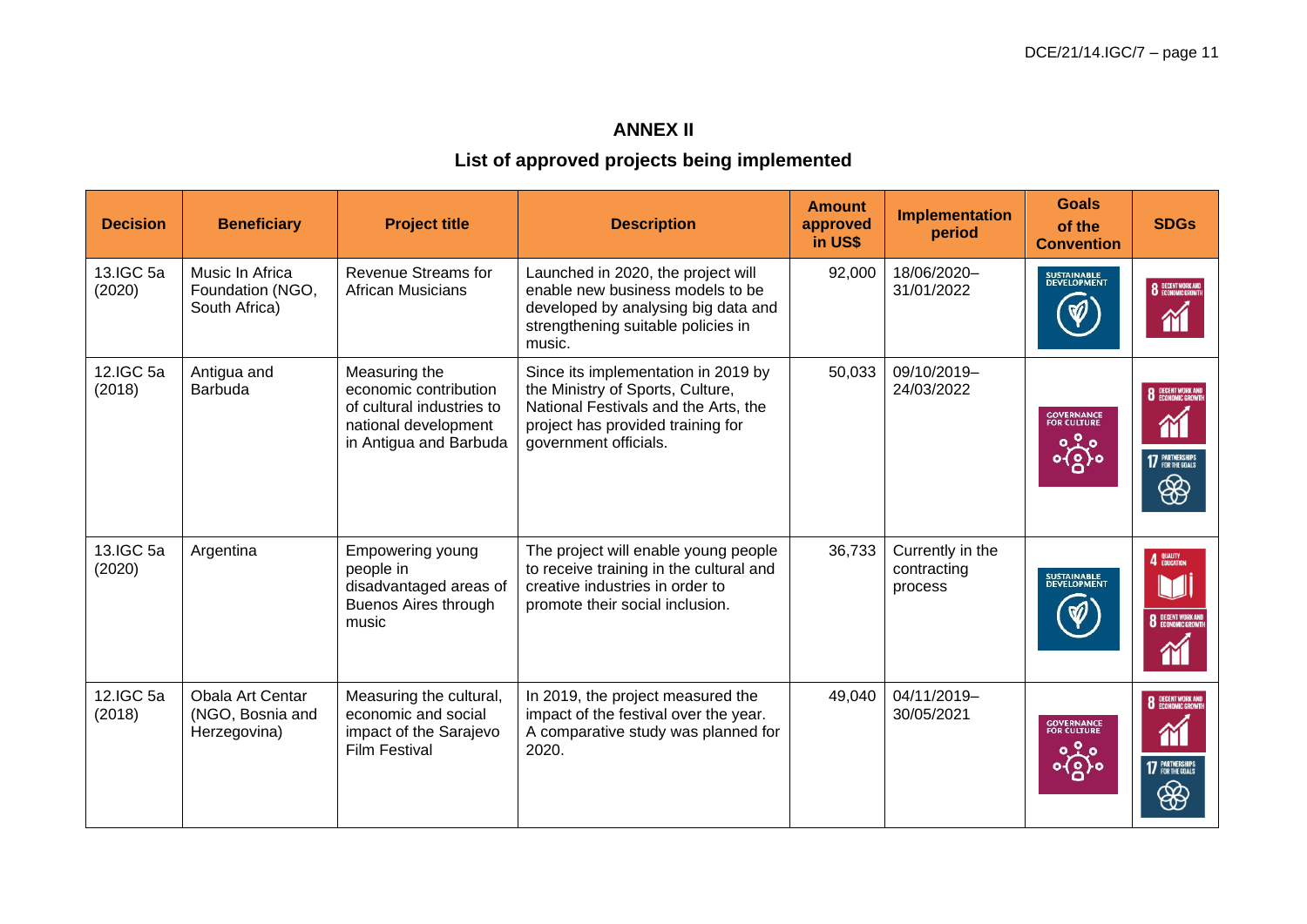## ANNEX II

## List of approved projects being implemented

| Decision | Beneficiary | Project title | Description | Amount approved in US$ | Implementation period | Goals of the Convention | SDGs |
|---|---|---|---|---|---|---|---|
| 13.IGC 5a (2020) | Music In Africa Foundation (NGO, South Africa) | Revenue Streams for African Musicians | Launched in 2020, the project will enable new business models to be developed by analysing big data and strengthening suitable policies in music. | 92,000 | 18/06/2020–31/01/2022 | SUSTAINABLE DEVELOPMENT | 8 DECENT WORK AND ECONOMIC GROWTH |
| 12.IGC 5a (2018) | Antigua and Barbuda | Measuring the economic contribution of cultural industries to national development in Antigua and Barbuda | Since its implementation in 2019 by the Ministry of Sports, Culture, National Festivals and the Arts, the project has provided training for government officials. | 50,033 | 09/10/2019–24/03/2022 | GOVERNANCE FOR CULTURE | 8 DECENT WORK AND ECONOMIC GROWTH; 17 PARTNERSHIPS FOR THE GOALS |
| 13.IGC 5a (2020) | Argentina | Empowering young people in disadvantaged areas of Buenos Aires through music | The project will enable young people to receive training in the cultural and creative industries in order to promote their social inclusion. | 36,733 | Currently in the contracting process | SUSTAINABLE DEVELOPMENT | 4 QUALITY EDUCATION; 8 DECENT WORK AND ECONOMIC GROWTH |
| 12.IGC 5a (2018) | Obala Art Centar (NGO, Bosnia and Herzegovina) | Measuring the cultural, economic and social impact of the Sarajevo Film Festival | In 2019, the project measured the impact of the festival over the year. A comparative study was planned for 2020. | 49,040 | 04/11/2019–30/05/2021 | GOVERNANCE FOR CULTURE | 8 DECENT WORK AND ECONOMIC GROWTH; 17 PARTNERSHIPS FOR THE GOALS |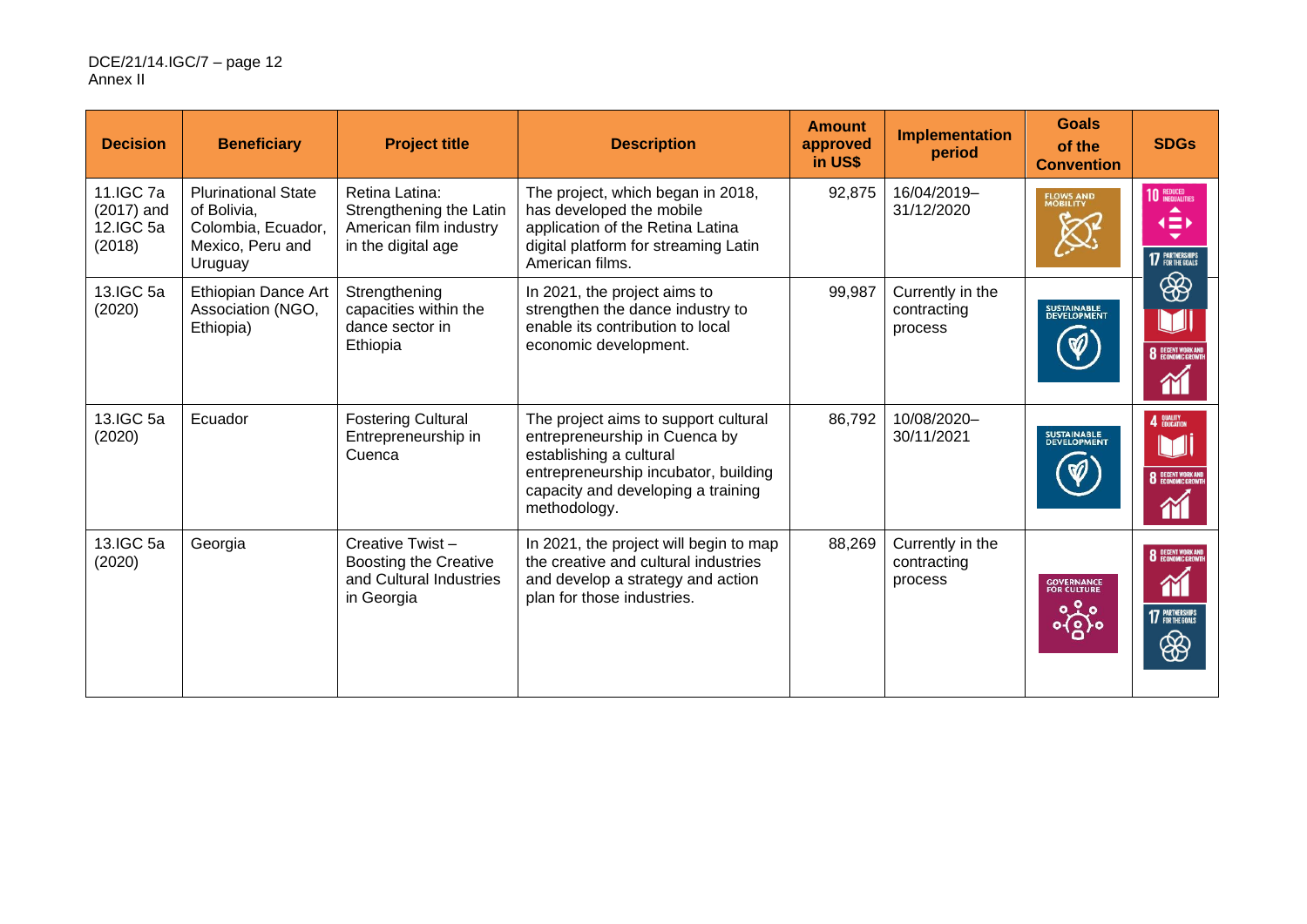| Decision | Beneficiary | Project title | Description | Amount approved in US$ | Implementation period | Goals of the Convention | SDGs |
|---|---|---|---|---|---|---|---|
| 11.IGC 7a (2017) and 12.IGC 5a (2018) | Plurinational State of Bolivia, Colombia, Ecuador, Mexico, Peru and Uruguay | Retina Latina: Strengthening the Latin American film industry in the digital age | The project, which began in 2018, has developed the mobile application of the Retina Latina digital platform for streaming Latin American films. | 92,875 | 16/04/2019–31/12/2020 | FLOWS AND MOBILITY | 10 REDUCED INEQUALITIES<br>17 PARTNERSHIPS FOR THE GOALS |
| 13.IGC 5a (2020) | Ethiopian Dance Art Association (NGO, Ethiopia) | Strengthening capacities within the dance sector in Ethiopia | In 2021, the project aims to strengthen the dance industry to enable its contribution to local economic development. | 99,987 | Currently in the contracting process | SUSTAINABLE DEVELOPMENT | 4 QUALITY EDUCATION<br>8 DECENT WORK AND ECONOMIC GROWTH |
| 13.IGC 5a (2020) | Ecuador | Fostering Cultural Entrepreneurship in Cuenca | The project aims to support cultural entrepreneurship in Cuenca by establishing a cultural entrepreneurship incubator, building capacity and developing a training methodology. | 86,792 | 10/08/2020–30/11/2021 | SUSTAINABLE DEVELOPMENT | 4 QUALITY EDUCATION<br>8 DECENT WORK AND ECONOMIC GROWTH |
| 13.IGC 5a (2020) | Georgia | Creative Twist – Boosting the Creative and Cultural Industries in Georgia | In 2021, the project will begin to map the creative and cultural industries and develop a strategy and action plan for those industries. | 88,269 | Currently in the contracting process | GOVERNANCE FOR CULTURE | 8 DECENT WORK AND ECONOMIC GROWTH<br>17 PARTNERSHIPS FOR THE GOALS |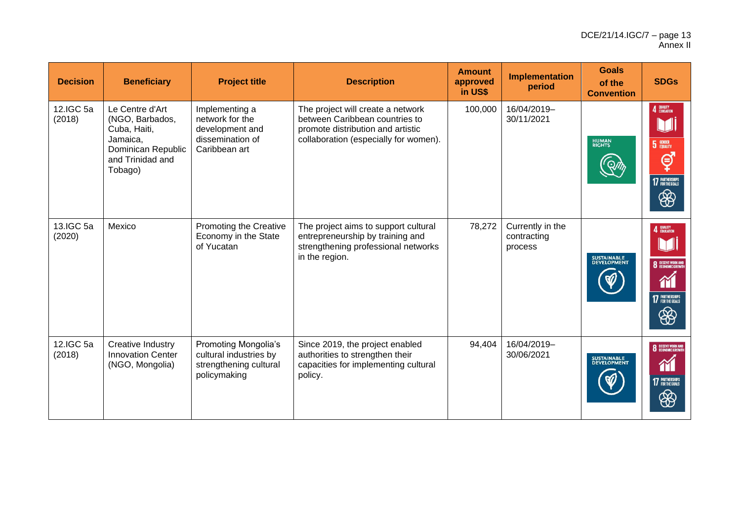| Decision | Beneficiary | Project title | Description | Amount approved in US$ | Implementation period | Goals of the Convention | SDGs |
|---|---|---|---|---|---|---|---|
| 12.IGC 5a (2018) | Le Centre d'Art (NGO, Barbados, Cuba, Haiti, Jamaica, Dominican Republic and Trinidad and Tobago) | Implementing a network for the development and dissemination of Caribbean art | The project will create a network between Caribbean countries to promote distribution and artistic collaboration (especially for women). | 100,000 | 16/04/2019–30/11/2021 | HUMAN RIGHTS | 4 QUALITY EDUCATION; 5 GENDER EQUALITY; 17 PARTNERSHIPS FOR THE GOALS |
| 13.IGC 5a (2020) | Mexico | Promoting the Creative Economy in the State of Yucatan | The project aims to support cultural entrepreneurship by training and strengthening professional networks in the region. | 78,272 | Currently in the contracting process | SUSTAINABLE DEVELOPMENT | 4 QUALITY EDUCATION; 8 DECENT WORK AND ECONOMIC GROWTH; 17 PARTNERSHIPS FOR THE GOALS |
| 12.IGC 5a (2018) | Creative Industry Innovation Center (NGO, Mongolia) | Promoting Mongolia's cultural industries by strengthening cultural policymaking | Since 2019, the project enabled authorities to strengthen their capacities for implementing cultural policy. | 94,404 | 16/04/2019–30/06/2021 | SUSTAINABLE DEVELOPMENT | 8 DECENT WORK AND ECONOMIC GROWTH; 17 PARTNERSHIPS FOR THE GOALS |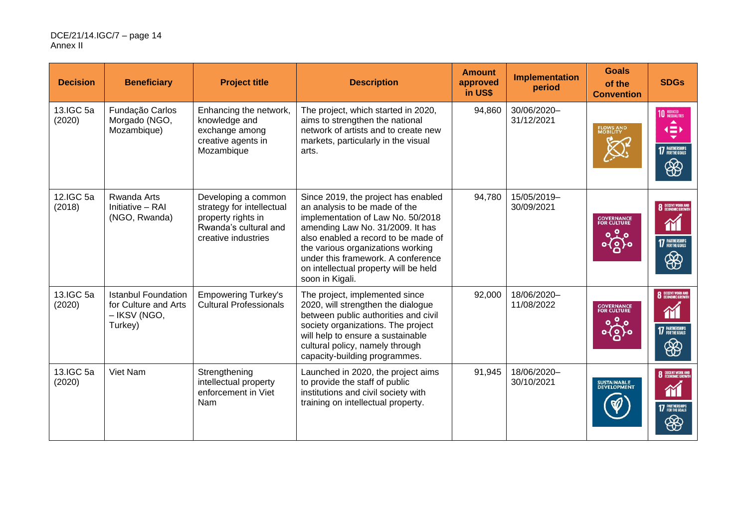| Decision | Beneficiary | Project title | Description | Amount approved in US$ | Implementation period | Goals of the Convention | SDGs |
|---|---|---|---|---|---|---|---|
| 13.IGC 5a (2020) | Fundação Carlos Morgado (NGO, Mozambique) | Enhancing the network, knowledge and exchange among creative agents in Mozambique | The project, which started in 2020, aims to strengthen the national network of artists and to create new markets, particularly in the visual arts. | 94,860 | 30/06/2020–31/12/2021 | FLOWS AND MOBILITY | 10 REDUCED INEQUALITIES; 17 PARTNERSHIPS FOR THE GOALS |
| 12.IGC 5a (2018) | Rwanda Arts Initiative – RAI (NGO, Rwanda) | Developing a common strategy for intellectual property rights in Rwanda's cultural and creative industries | Since 2019, the project has enabled an analysis to be made of the implementation of Law No. 50/2018 amending Law No. 31/2009. It has also enabled a record to be made of the various organizations working under this framework. A conference on intellectual property will be held soon in Kigali. | 94,780 | 15/05/2019–30/09/2021 | GOVERNANCE FOR CULTURE | 8 DECENT WORK AND ECONOMIC GROWTH; 17 PARTNERSHIPS FOR THE GOALS |
| 13.IGC 5a (2020) | Istanbul Foundation for Culture and Arts – IKSV (NGO, Turkey) | Empowering Turkey's Cultural Professionals | The project, implemented since 2020, will strengthen the dialogue between public authorities and civil society organizations. The project will help to ensure a sustainable cultural policy, namely through capacity-building programmes. | 92,000 | 18/06/2020–11/08/2022 | GOVERNANCE FOR CULTURE | 8 DECENT WORK AND ECONOMIC GROWTH; 17 PARTNERSHIPS FOR THE GOALS |
| 13.IGC 5a (2020) | Viet Nam | Strengthening intellectual property enforcement in Viet Nam | Launched in 2020, the project aims to provide the staff of public institutions and civil society with training on intellectual property. | 91,945 | 18/06/2020–30/10/2021 | SUSTAINABLE DEVELOPMENT | 8 DECENT WORK AND ECONOMIC GROWTH; 17 PARTNERSHIPS FOR THE GOALS |